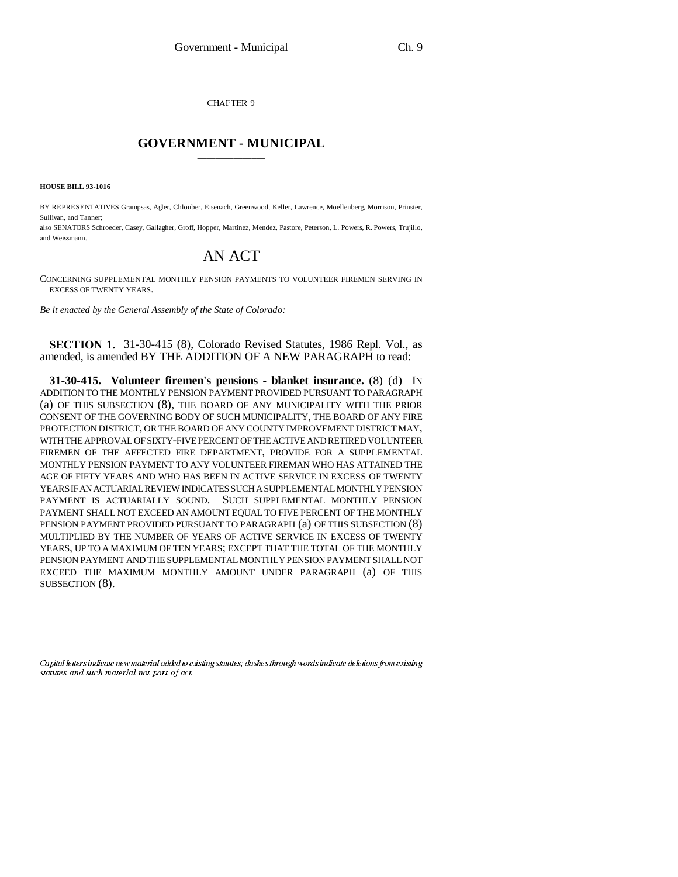CHAPTER 9

# GOVERNMENT - MUNICIPAL

**HOUSE BILL 93-1016**

BY REPRESENTATIVES Grampsas, Agler, Chlouber, Eisenach, Greenwood, Keller, Lawrence, Moellenberg, Morrison, Prinster, Sullivan, and Tanner;
also SENATORS Schroeder, Casey, Gallagher, Groff, Hopper, Martinez, Mendez, Pastore, Peterson, L. Powers, R. Powers, Trujillo, and Weissmann.

# AN ACT

CONCERNING SUPPLEMENTAL MONTHLY PENSION PAYMENTS TO VOLUNTEER FIREMEN SERVING IN EXCESS OF TWENTY YEARS.

*Be it enacted by the General Assembly of the State of Colorado:*

**SECTION 1.** 31-30-415 (8), Colorado Revised Statutes, 1986 Repl. Vol., as amended, is amended BY THE ADDITION OF A NEW PARAGRAPH to read:

**31-30-415. Volunteer firemen's pensions - blanket insurance.** (8) (d) IN ADDITION TO THE MONTHLY PENSION PAYMENT PROVIDED PURSUANT TO PARAGRAPH (a) OF THIS SUBSECTION (8), THE BOARD OF ANY MUNICIPALITY WITH THE PRIOR CONSENT OF THE GOVERNING BODY OF SUCH MUNICIPALITY, THE BOARD OF ANY FIRE PROTECTION DISTRICT, OR THE BOARD OF ANY COUNTY IMPROVEMENT DISTRICT MAY, WITH THE APPROVAL OF SIXTY-FIVE PERCENT OF THE ACTIVE AND RETIRED VOLUNTEER FIREMEN OF THE AFFECTED FIRE DEPARTMENT, PROVIDE FOR A SUPPLEMENTAL MONTHLY PENSION PAYMENT TO ANY VOLUNTEER FIREMAN WHO HAS ATTAINED THE AGE OF FIFTY YEARS AND WHO HAS BEEN IN ACTIVE SERVICE IN EXCESS OF TWENTY YEARS IF AN ACTUARIAL REVIEW INDICATES SUCH A SUPPLEMENTAL MONTHLY PENSION PAYMENT IS ACTUARIALLY SOUND. SUCH SUPPLEMENTAL MONTHLY PENSION PAYMENT SHALL NOT EXCEED AN AMOUNT EQUAL TO FIVE PERCENT OF THE MONTHLY PENSION PAYMENT PROVIDED PURSUANT TO PARAGRAPH (a) OF THIS SUBSECTION (8) MULTIPLIED BY THE NUMBER OF YEARS OF ACTIVE SERVICE IN EXCESS OF TWENTY YEARS, UP TO A MAXIMUM OF TEN YEARS; EXCEPT THAT THE TOTAL OF THE MONTHLY PENSION PAYMENT AND THE SUPPLEMENTAL MONTHLY PENSION PAYMENT SHALL NOT EXCEED THE MAXIMUM MONTHLY AMOUNT UNDER PARAGRAPH (a) OF THIS SUBSECTION (8).

*Capital letters indicate new material added to existing statutes; dashes through words indicate deletions from existing statutes and such material not part of act.*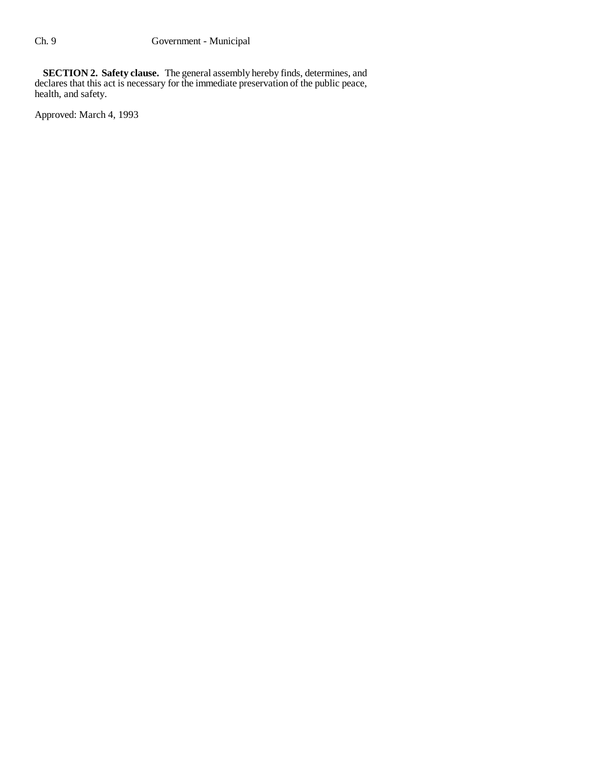**SECTION 2. Safety clause.** The general assembly hereby finds, determines, and declares that this act is necessary for the immediate preservation of the public peace, health, and safety.

Approved: March 4, 1993